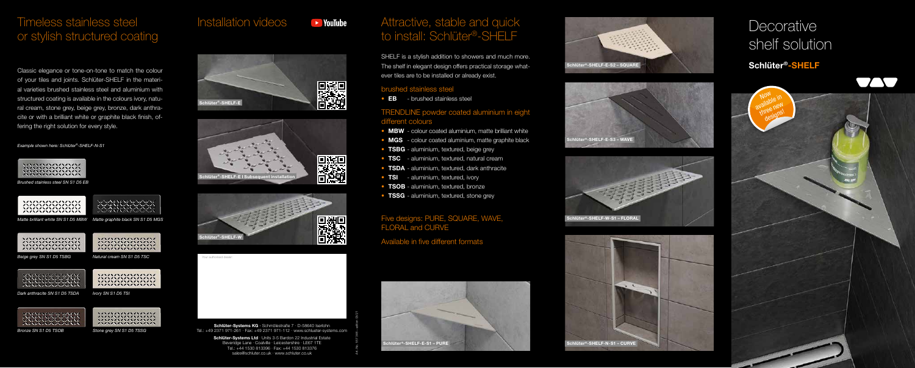# Timeless stainless steel or stylish structured coating

Classic elegance or tone-on-tone to match the colour of your tiles and joints. Schlüter-SHELF in the material varieties brushed stainless steel and aluminium with structured coating is available in the colours ivory, natural cream, stone grey, beige grey, bronze, dark anthracite or with a brilliant white or graphite black finish, offering the right solution for every style.

*Example shown here: Schlüter®-SHELF-N-S1*

*Brushed stainless steel SN S1 D5 EB*

*Matte brilliant white SN S1 D5 MBW*

*Matte graphite black SN S1 D5 MGS*

*Beige grey SN S1 D5 TSBG*

*Natural cream SN S1 D5 TSC*

*Dark anthracite SN S1 D5 TSDA*

*Ivory SN S1 D5 TSI*

*Bronze SN S1 D5 TSOB*

*Stone grey SN S1 D5 TSSG*

# Installation videos

YouTube

Schlüter®-SHELF-E

Schlüter®-SHELF-E | Subsequent installation

Schlüter®-SHELF-W

Your authorised dealer:

**Schlüter-Systems KG** · Schmölestraße 7 · D-58640 Iserlohn
Tel.: +49 2371 971-261 · Fax: +49 2371 971-112 · www.schlueter-systems.com

**Schlüter-Systems Ltd** · Units 3-5 Bardon 22 Industrial Estate
Beveridge Lane · Coalville · Leicestershire · LE67 1TE
Tel.: +44 1530 813396 · Fax: +44 1530 813376
sales@schluter.co.uk · www.schluter.co.uk

# Attractive, stable and quick to install: Schlüter®-SHELF

SHELF is a stylish addition to showers and much more. The shelf in elegant design offers practical storage whatever tiles are to be installed or already exist.

## brushed stainless steel

- **EB** - brushed stainless steel

## TRENDLINE powder coated aluminium in eight different colours

- **MBW** - colour coated aluminium, matte brilliant white
- **MGS** - colour coated aluminium, matte graphite black
- **TSBG** - aluminium, textured, beige grey
- **TSC** - aluminium, textured, natural cream
- **TSDA** - aluminium, textured, dark anthracite
- **TSI** - aluminium, textured, ivory
- **TSOB** - aluminium, textured, bronze
- **TSSG** - aluminium, textured, stone grey

## Five designs: PURE, SQUARE, WAVE, FLORAL and CURVE

## Available in five different formats

Schlüter®-SHELF-E-S1 – PURE

Schlüter®-SHELF-E-S2 – SQUARE

Schlüter®-SHELF-E-S3 – WAVE

Schlüter®-SHELF-W-S1 – FLORAL

Schlüter®-SHELF-N-S1 – CURVE

# Decorative shelf solution

## Schlüter®-SHELF

Now available in three new designs!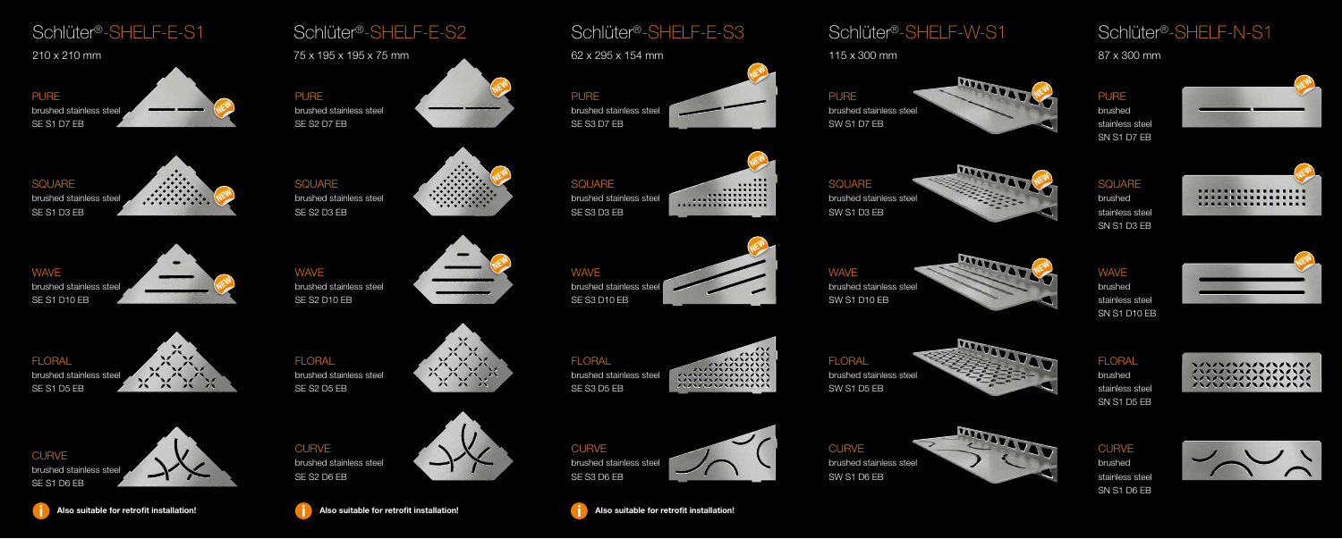## Schlüter®-SHELF-E-S1

210 x 210 mm

PURE
brushed stainless steel
SE S1 D7 EB

NEW

SQUARE
brushed stainless steel
SE S1 D3 EB

NEW

WAVE
brushed stainless steel
SE S1 D10 EB

NEW

FLORAL
brushed stainless steel
SE S1 D5 EB

CURVE
brushed stainless steel
SE S1 D6 EB

**Also suitable for retrofit installation!**

## Schlüter®-SHELF-E-S2

75 x 195 x 195 x 75 mm

PURE
brushed stainless steel
SE S2 D7 EB

NEW

SQUARE
brushed stainless steel
SE S2 D3 EB

NEW

WAVE
brushed stainless steel
SE S2 D10 EB

NEW

FLORAL
brushed stainless steel
SE S2 D5 EB

CURVE
brushed stainless steel
SE S2 D6 EB

**Also suitable for retrofit installation!**

## Schlüter®-SHELF-E-S3

62 x 295 x 154 mm

PURE
brushed stainless steel
SE S3 D7 EB

NEW

SQUARE
brushed stainless steel
SE S3 D3 EB

NEW

WAVE
brushed stainless steel
SE S3 D10 EB

NEW

FLORAL
brushed stainless steel
SE S3 D5 EB

CURVE
brushed stainless steel
SE S3 D6 EB

**Also suitable for retrofit installation!**

## Schlüter®-SHELF-W-S1

115 x 300 mm

PURE
brushed stainless steel
SW S1 D7 EB

NEW

SQUARE
brushed stainless steel
SW S1 D3 EB

NEW

WAVE
brushed stainless steel
SW S1 D10 EB

NEW

FLORAL
brushed stainless steel
SW S1 D5 EB

CURVE
brushed stainless steel
SW S1 D6 EB

## Schlüter®-SHELF-N-S1

87 x 300 mm

PURE
brushed
stainless steel
SN S1 D7 EB

NEW

SQUARE
brushed
stainless steel
SN S1 D3 EB

NEW

WAVE
brushed
stainless steel
SN S1 D10 EB

NEW

FLORAL
brushed
stainless steel
SN S1 D5 EB

CURVE
brushed
stainless steel
SN S1 D6 EB